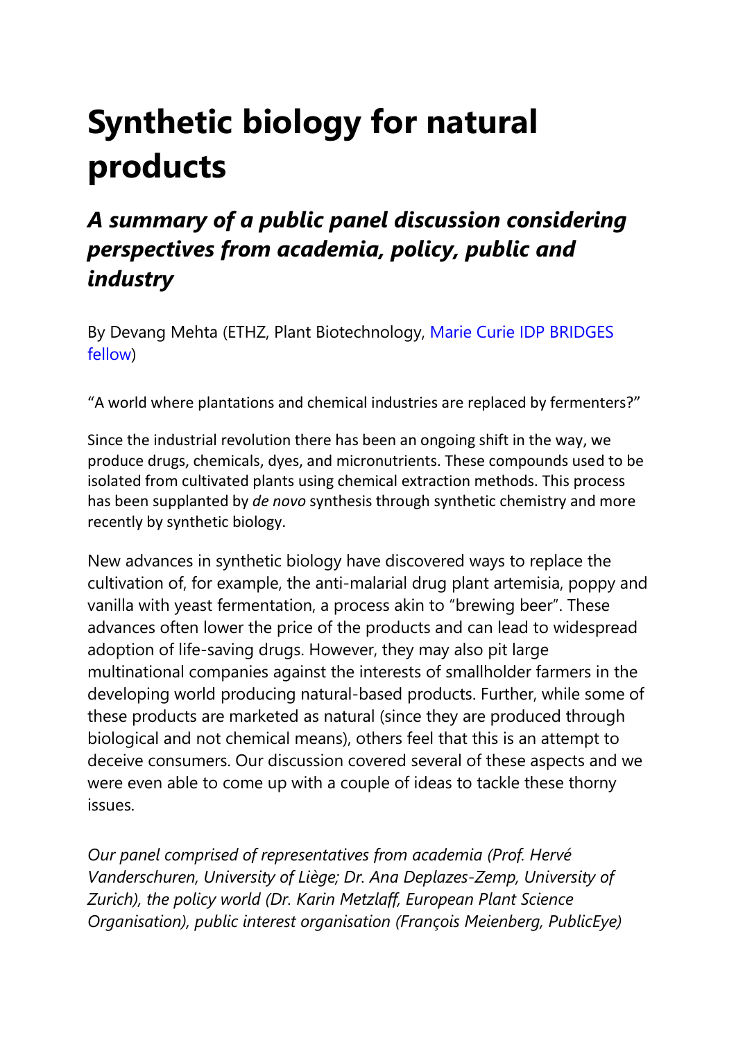# Synthetic biology for natural products

## *A summary of a public panel discussion considering perspectives from academia, policy, public and industry*

By Devang Mehta (ETHZ, Plant Biotechnology, Marie Curie IDP BRIDGES fellow)

"A world where plantations and chemical industries are replaced by fermenters?"

Since the industrial revolution there has been an ongoing shift in the way, we produce drugs, chemicals, dyes, and micronutrients. These compounds used to be isolated from cultivated plants using chemical extraction methods. This process has been supplanted by *de novo* synthesis through synthetic chemistry and more recently by synthetic biology.

New advances in synthetic biology have discovered ways to replace the cultivation of, for example, the anti-malarial drug plant artemisia, poppy and vanilla with yeast fermentation, a process akin to "brewing beer". These advances often lower the price of the products and can lead to widespread adoption of life-saving drugs. However, they may also pit large multinational companies against the interests of smallholder farmers in the developing world producing natural-based products. Further, while some of these products are marketed as natural (since they are produced through biological and not chemical means), others feel that this is an attempt to deceive consumers. Our discussion covered several of these aspects and we were even able to come up with a couple of ideas to tackle these thorny issues.

*Our panel comprised of representatives from academia (Prof. Hervé Vanderschuren, University of Liège; Dr. Ana Deplazes-Zemp, University of Zurich), the policy world (Dr. Karin Metzlaff, European Plant Science Organisation), public interest organisation (François Meienberg, PublicEye)*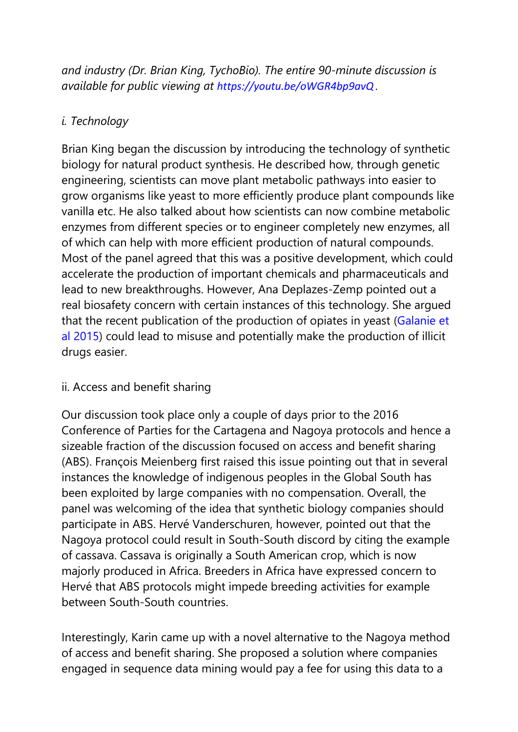*and industry (Dr. Brian King, TychoBio). The entire 90-minute discussion is available for public viewing at https://youtu.be/oWGR4bp9avQ.*

*i. Technology*

Brian King began the discussion by introducing the technology of synthetic biology for natural product synthesis. He described how, through genetic engineering, scientists can move plant metabolic pathways into easier to grow organisms like yeast to more efficiently produce plant compounds like vanilla etc. He also talked about how scientists can now combine metabolic enzymes from different species or to engineer completely new enzymes, all of which can help with more efficient production of natural compounds. Most of the panel agreed that this was a positive development, which could accelerate the production of important chemicals and pharmaceuticals and lead to new breakthroughs. However, Ana Deplazes-Zemp pointed out a real biosafety concern with certain instances of this technology. She argued that the recent publication of the production of opiates in yeast (Galanie et al 2015) could lead to misuse and potentially make the production of illicit drugs easier.

ii. Access and benefit sharing

Our discussion took place only a couple of days prior to the 2016 Conference of Parties for the Cartagena and Nagoya protocols and hence a sizeable fraction of the discussion focused on access and benefit sharing (ABS). François Meienberg first raised this issue pointing out that in several instances the knowledge of indigenous peoples in the Global South has been exploited by large companies with no compensation. Overall, the panel was welcoming of the idea that synthetic biology companies should participate in ABS. Hervé Vanderschuren, however, pointed out that the Nagoya protocol could result in South-South discord by citing the example of cassava. Cassava is originally a South American crop, which is now majorly produced in Africa. Breeders in Africa have expressed concern to Hervé that ABS protocols might impede breeding activities for example between South-South countries.

Interestingly, Karin came up with a novel alternative to the Nagoya method of access and benefit sharing. She proposed a solution where companies engaged in sequence data mining would pay a fee for using this data to a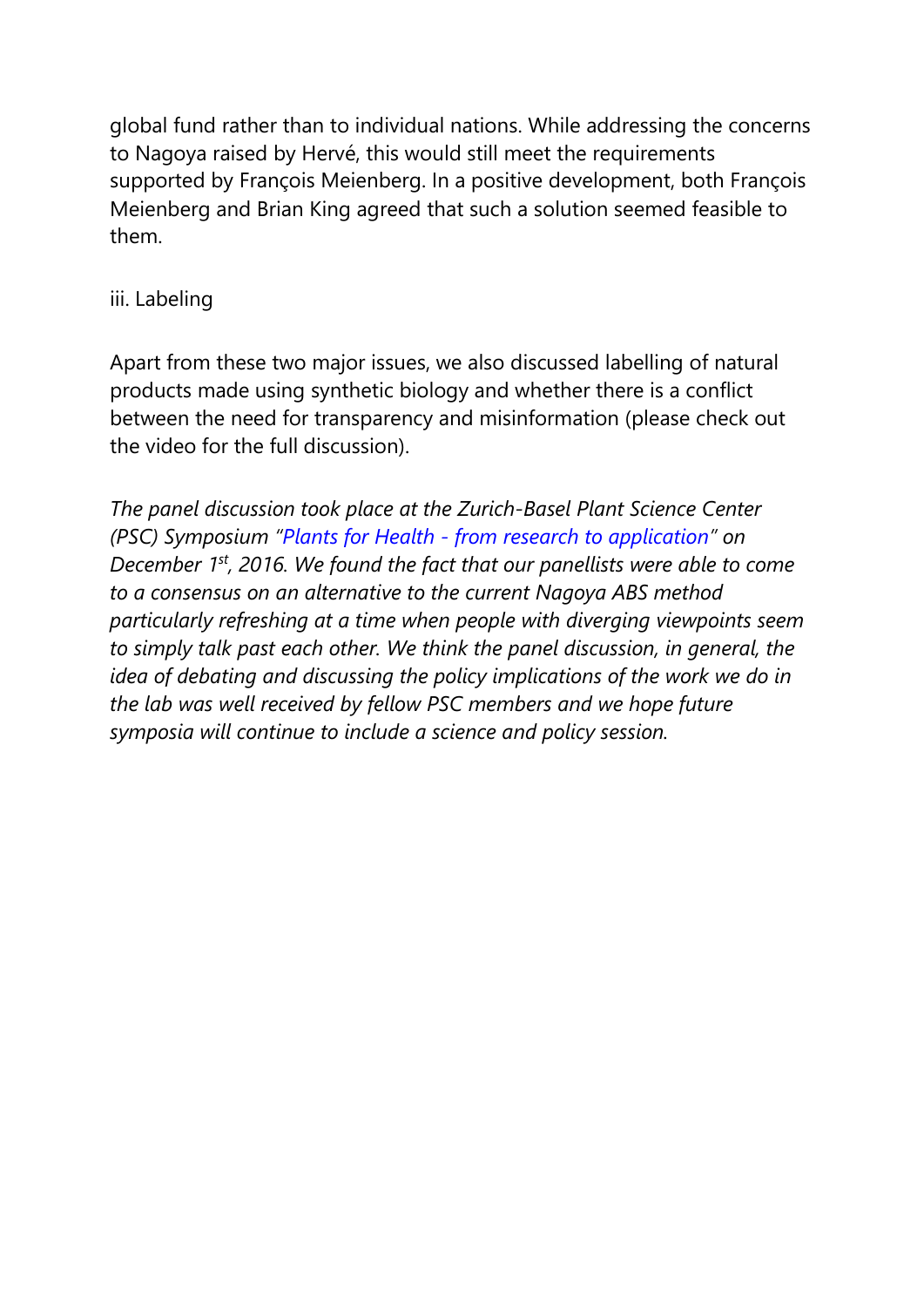global fund rather than to individual nations. While addressing the concerns to Nagoya raised by Hervé, this would still meet the requirements supported by François Meienberg. In a positive development, both François Meienberg and Brian King agreed that such a solution seemed feasible to them.

iii. Labeling

Apart from these two major issues, we also discussed labelling of natural products made using synthetic biology and whether there is a conflict between the need for transparency and misinformation (please check out the video for the full discussion).

*The panel discussion took place at the Zurich-Basel Plant Science Center (PSC) Symposium "Plants for Health - from research to application" on December 1st, 2016. We found the fact that our panellists were able to come to a consensus on an alternative to the current Nagoya ABS method particularly refreshing at a time when people with diverging viewpoints seem to simply talk past each other. We think the panel discussion, in general, the idea of debating and discussing the policy implications of the work we do in the lab was well received by fellow PSC members and we hope future symposia will continue to include a science and policy session.*